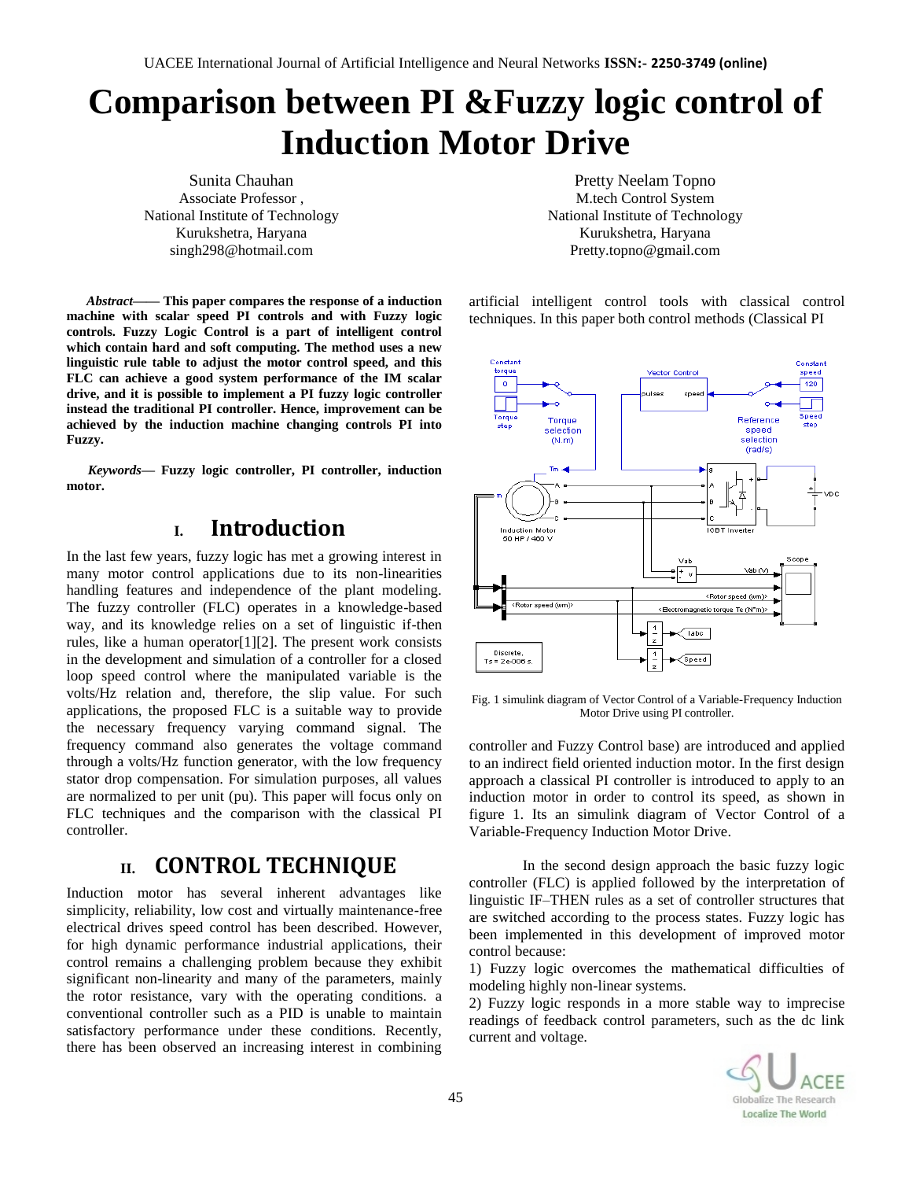# Comparison between PI &Fuzzy logic control of Induction Motor Drive

Sunita Chauhan
Associate Professor ,
National Institute of Technology
Kurukshetra, Haryana
singh298@hotmail.com

Pretty Neelam Topno
M.tech Control System
National Institute of Technology
Kurukshetra, Haryana
Pretty.topno@gmail.com

***Abstract*—— This paper compares the response of a induction machine with scalar speed PI controls and with Fuzzy logic controls. Fuzzy Logic Control is a part of intelligent control which contain hard and soft computing. The method uses a new linguistic rule table to adjust the motor control speed, and this FLC can achieve a good system performance of the IM scalar drive, and it is possible to implement a PI fuzzy logic controller instead the traditional PI controller. Hence, improvement can be achieved by the induction machine changing controls PI into Fuzzy.**

***Keywords*— Fuzzy logic controller, PI controller, induction motor.**

## I. Introduction

In the last few years, fuzzy logic has met a growing interest in many motor control applications due to its non-linearities handling features and independence of the plant modeling. The fuzzy controller (FLC) operates in a knowledge-based way, and its knowledge relies on a set of linguistic if-then rules, like a human operator[1][2]. The present work consists in the development and simulation of a controller for a closed loop speed control where the manipulated variable is the volts/Hz relation and, therefore, the slip value. For such applications, the proposed FLC is a suitable way to provide the necessary frequency varying command signal. The frequency command also generates the voltage command through a volts/Hz function generator, with the low frequency stator drop compensation. For simulation purposes, all values are normalized to per unit (pu). This paper will focus only on FLC techniques and the comparison with the classical PI controller.

## II. CONTROL TECHNIQUE

Induction motor has several inherent advantages like simplicity, reliability, low cost and virtually maintenance-free electrical drives speed control has been described. However, for high dynamic performance industrial applications, their control remains a challenging problem because they exhibit significant non-linearity and many of the parameters, mainly the rotor resistance, vary with the operating conditions. a conventional controller such as a PID is unable to maintain satisfactory performance under these conditions. Recently, there has been observed an increasing interest in combining artificial intelligent control tools with classical control techniques. In this paper both control methods (Classical PI controller and Fuzzy Control base) are introduced and applied to an indirect field oriented induction motor. In the first design approach a classical PI controller is introduced to apply to an induction motor in order to control its speed, as shown in figure 1. Its an simulink diagram of Vector Control of a Variable-Frequency Induction Motor Drive.

Fig. 1 simulink diagram of Vector Control of a Variable-Frequency Induction Motor Drive using PI controller.

In the second design approach the basic fuzzy logic controller (FLC) is applied followed by the interpretation of linguistic IF–THEN rules as a set of controller structures that are switched according to the process states. Fuzzy logic has been implemented in this development of improved motor control because:

1) Fuzzy logic overcomes the mathematical difficulties of modeling highly non-linear systems.

2) Fuzzy logic responds in a more stable way to imprecise readings of feedback control parameters, such as the dc link current and voltage.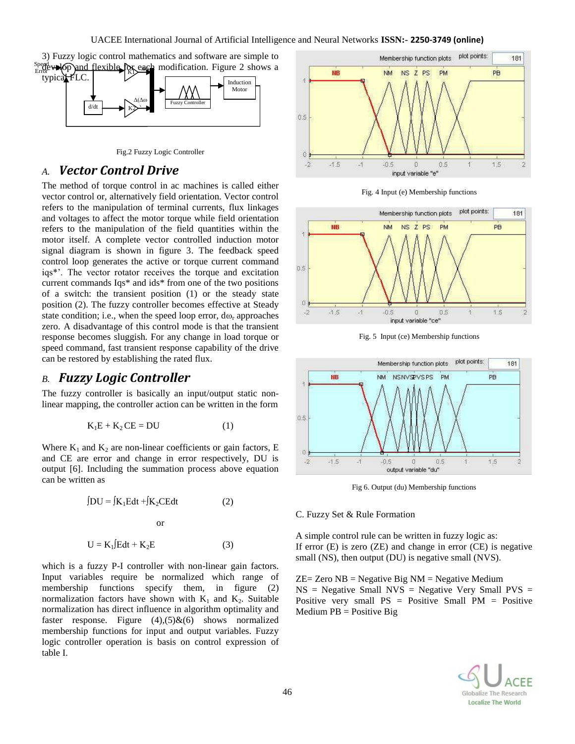3) Fuzzy logic control mathematics and software are simple to develop and flexible for each modification. Figure 2 shows a typical FLC.

Fig.2 Fuzzy Logic Controller

## A. *Vector Control Drive*

The method of torque control in ac machines is called either vector control or, alternatively field orientation. Vector control refers to the manipulation of terminal currents, flux linkages and voltages to affect the motor torque while field orientation refers to the manipulation of the field quantities within the motor itself. A complete vector controlled induction motor signal diagram is shown in figure 3. The feedback speed control loop generates the active or torque current command iqs*'. The vector rotator receives the torque and excitation current commands Iqs* and ids* from one of the two positions of a switch: the transient position (1) or the steady state position (2). The fuzzy controller becomes effective at Steady state condition; i.e., when the speed loop error, $d\omega_r$ approaches zero. A disadvantage of this control mode is that the transient response becomes sluggish. For any change in load torque or speed command, fast transient response capability of the drive can be restored by establishing the rated flux.

## B. *Fuzzy Logic Controller*

The fuzzy controller is basically an input/output static non-linear mapping, the controller action can be written in the form

$$K_1E + K_2\,CE = DU \qquad (1)$$

Where $K_1$ and $K_2$ are non-linear coefficients or gain factors, E and CE are error and change in error respectively, DU is output [6]. Including the summation process above equation can be written as

$$\int DU = \int K_1Edt + \int K_2CEdt \qquad (2)$$

or

$$U = K_1\int Edt + K_2E \qquad (3)$$

which is a fuzzy P-I controller with non-linear gain factors. Input variables require be normalized which range of membership functions specify them, in figure (2) normalization factors have shown with $K_1$ and $K_2$. Suitable normalization has direct influence in algorithm optimality and faster response. Figure (4),(5)&(6) shows normalized membership functions for input and output variables. Fuzzy logic controller operation is basis on control expression of table I.

Fig. 4 Input (e) Membership functions

Fig. 5 Input (ce) Membership functions

Fig 6. Output (du) Membership functions

C. Fuzzy Set & Rule Formation

A simple control rule can be written in fuzzy logic as:
If error (E) is zero (ZE) and change in error (CE) is negative small (NS), then output (DU) is negative small (NVS).

ZE= Zero NB = Negative Big NM = Negative Medium NS = Negative Small NVS = Negative Very Small PVS = Positive very small PS = Positive Small PM = Positive Medium PB = Positive Big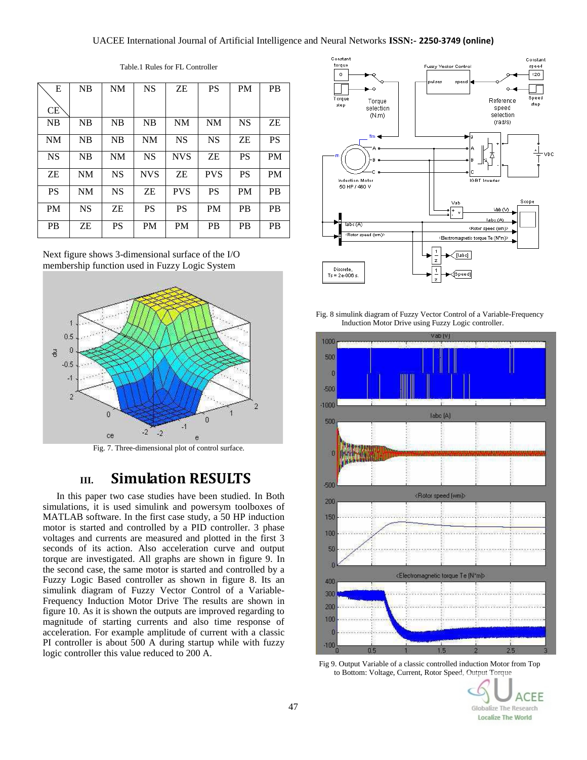Table.1 Rules for FL Controller

| E / CE | NB | NM | NS | ZE | PS | PM | PB |
|---|---|---|---|---|---|---|---|
| NB | NB | NB | NB | NM | NM | NS | ZE |
| NM | NB | NB | NM | NS | NS | ZE | PS |
| NS | NB | NM | NS | NVS | ZE | PS | PM |
| ZE | NM | NS | NVS | ZE | PVS | PS | PM |
| PS | NM | NS | ZE | PVS | PS | PM | PB |
| PM | NS | ZE | PS | PS | PM | PB | PB |
| PB | ZE | PS | PM | PM | PB | PB | PB |

Next figure shows 3-dimensional surface of the I/O membership function used in Fuzzy Logic System

Fig. 7. Three-dimensional plot of control surface.

## III. Simulation RESULTS

In this paper two case studies have been studied. In Both simulations, it is used simulink and powersym toolboxes of MATLAB software. In the first case study, a 50 HP induction motor is started and controlled by a PID controller. 3 phase voltages and currents are measured and plotted in the first 3 seconds of its action. Also acceleration curve and output torque are investigated. All graphs are shown in figure 9. In the second case, the same motor is started and controlled by a Fuzzy Logic Based controller as shown in figure 8. Its an simulink diagram of Fuzzy Vector Control of a Variable-Frequency Induction Motor Drive The results are shown in figure 10. As it is shown the outputs are improved regarding to magnitude of starting currents and also time response of acceleration. For example amplitude of current with a classic PI controller is about 500 A during startup while with fuzzy logic controller this value reduced to 200 A.

Fig. 8 simulink diagram of Fuzzy Vector Control of a Variable-Frequency Induction Motor Drive using Fuzzy Logic controller.

Fig 9. Output Variable of a classic controlled induction Motor from Top to Bottom: Voltage, Current, Rotor Speed, Output Torque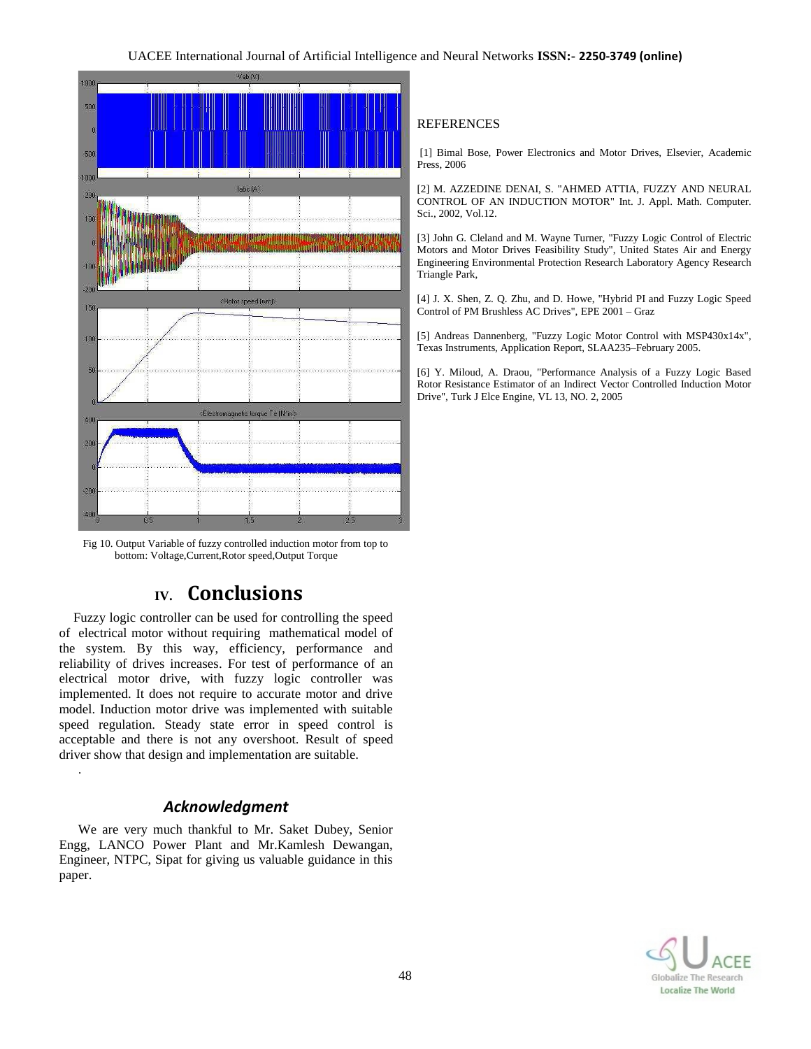Vab (V)

1000
500
0
-500
-1000

Iabc (A)

200
100
0
-100
-200

<Rotor speed (wm)>

150
100
50
0

<Electromagnetic torque Te (N*m)>

400
200
0
-200
-400

0 0.5 1 1.5 2 2.5 3

Fig 10. Output Variable of fuzzy controlled induction motor from top to bottom: Voltage,Current,Rotor speed,Output Torque

# IV. Conclusions

Fuzzy logic controller can be used for controlling the speed of electrical motor without requiring mathematical model of the system. By this way, efficiency, performance and reliability of drives increases. For test of performance of an electrical motor drive, with fuzzy logic controller was implemented. It does not require to accurate motor and drive model. Induction motor drive was implemented with suitable speed regulation. Steady state error in speed control is acceptable and there is not any overshoot. Result of speed driver show that design and implementation are suitable.

.

## *Acknowledgment*

We are very much thankful to Mr. Saket Dubey, Senior Engg, LANCO Power Plant and Mr.Kamlesh Dewangan, Engineer, NTPC, Sipat for giving us valuable guidance in this paper.

REFERENCES

[1] Bimal Bose, Power Electronics and Motor Drives, Elsevier, Academic Press, 2006

[2] M. AZZEDINE DENAI, S. "AHMED ATTIA, FUZZY AND NEURAL CONTROL OF AN INDUCTION MOTOR" Int. J. Appl. Math. Computer. Sci., 2002, Vol.12.

[3] John G. Cleland and M. Wayne Turner, "Fuzzy Logic Control of Electric Motors and Motor Drives Feasibility Study", United States Air and Energy Engineering Environmental Protection Research Laboratory Agency Research Triangle Park,

[4] J. X. Shen, Z. Q. Zhu, and D. Howe, "Hybrid PI and Fuzzy Logic Speed Control of PM Brushless AC Drives", EPE 2001 – Graz

[5] Andreas Dannenberg, "Fuzzy Logic Motor Control with MSP430x14x", Texas Instruments, Application Report, SLAA235–February 2005.

[6] Y. Miloud, A. Draou, "Performance Analysis of a Fuzzy Logic Based Rotor Resistance Estimator of an Indirect Vector Controlled Induction Motor Drive", Turk J Elce Engine, VL 13, NO. 2, 2005